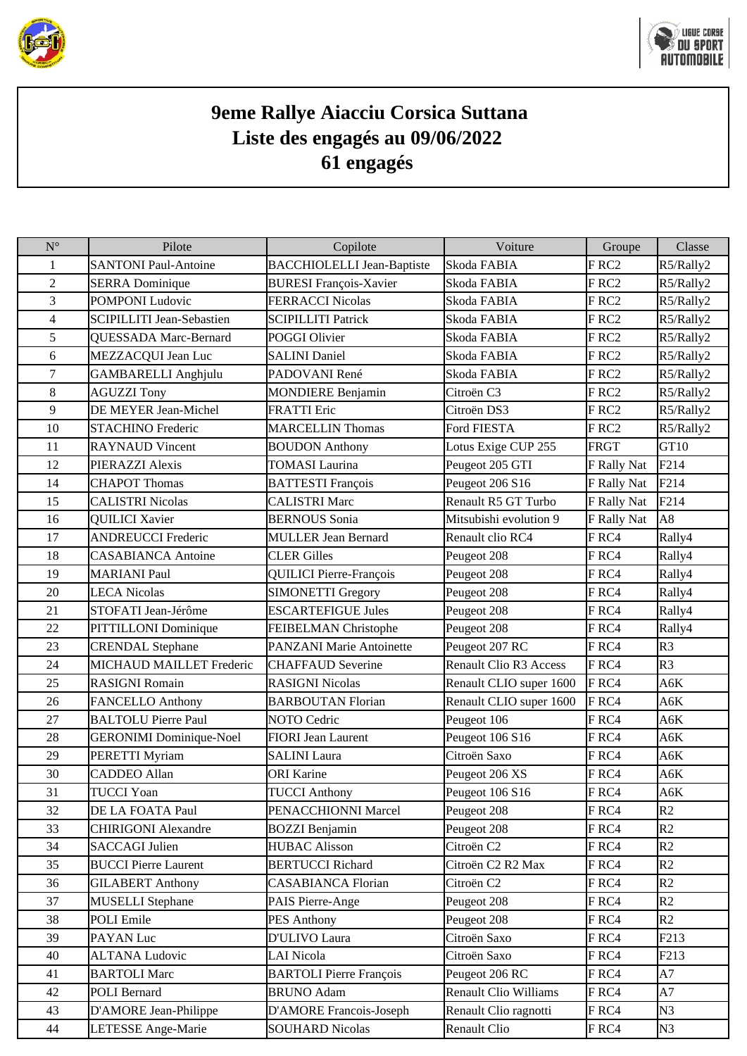# 9eme Rallye Aiacciu Corsica Suttana
# Liste des engagés au 09/06/2022
# 61 engagés

| N° | Pilote | Copilote | Voiture | Groupe | Classe |
|---|---|---|---|---|---|
| 1 | SANTONI Paul-Antoine | BACCHIOLELLI Jean-Baptiste | Skoda FABIA | F RC2 | R5/Rally2 |
| 2 | SERRA Dominique | BURESI François-Xavier | Skoda FABIA | F RC2 | R5/Rally2 |
| 3 | POMPONI Ludovic | FERRACCI Nicolas | Skoda FABIA | F RC2 | R5/Rally2 |
| 4 | SCIPILLITI Jean-Sebastien | SCIPILLITI Patrick | Skoda FABIA | F RC2 | R5/Rally2 |
| 5 | QUESSADA Marc-Bernard | POGGI Olivier | Skoda FABIA | F RC2 | R5/Rally2 |
| 6 | MEZZACQUI Jean Luc | SALINI Daniel | Skoda FABIA | F RC2 | R5/Rally2 |
| 7 | GAMBARELLI Anghjulu | PADOVANI René | Skoda FABIA | F RC2 | R5/Rally2 |
| 8 | AGUZZI Tony | MONDIERE Benjamin | Citroën C3 | F RC2 | R5/Rally2 |
| 9 | DE MEYER Jean-Michel | FRATTI Eric | Citroën DS3 | F RC2 | R5/Rally2 |
| 10 | STACHINO Frederic | MARCELLIN Thomas | Ford FIESTA | F RC2 | R5/Rally2 |
| 11 | RAYNAUD Vincent | BOUDON Anthony | Lotus Exige CUP 255 | FRGT | GT10 |
| 12 | PIERAZZI Alexis | TOMASI Laurina | Peugeot 205 GTI | F Rally Nat | F214 |
| 14 | CHAPOT Thomas | BATTESTI François | Peugeot 206 S16 | F Rally Nat | F214 |
| 15 | CALISTRI Nicolas | CALISTRI Marc | Renault R5 GT Turbo | F Rally Nat | F214 |
| 16 | QUILICI Xavier | BERNOUS Sonia | Mitsubishi evolution 9 | F Rally Nat | A8 |
| 17 | ANDREUCCI Frederic | MULLER Jean Bernard | Renault clio RC4 | F RC4 | Rally4 |
| 18 | CASABIANCA Antoine | CLER Gilles | Peugeot 208 | F RC4 | Rally4 |
| 19 | MARIANI Paul | QUILICI Pierre-François | Peugeot 208 | F RC4 | Rally4 |
| 20 | LECA Nicolas | SIMONETTI Gregory | Peugeot 208 | F RC4 | Rally4 |
| 21 | STOFATI Jean-Jérôme | ESCARTEFIGUE Jules | Peugeot 208 | F RC4 | Rally4 |
| 22 | PITTILLONI Dominique | FEIBELMAN Christophe | Peugeot 208 | F RC4 | Rally4 |
| 23 | CRENDAL Stephane | PANZANI Marie Antoinette | Peugeot 207 RC | F RC4 | R3 |
| 24 | MICHAUD MAILLET Frederic | CHAFFAUD Severine | Renault Clio R3 Access | F RC4 | R3 |
| 25 | RASIGNI Romain | RASIGNI Nicolas | Renault CLIO super 1600 | F RC4 | A6K |
| 26 | FANCELLO Anthony | BARBOUTAN Florian | Renault CLIO super 1600 | F RC4 | A6K |
| 27 | BALTOLU Pierre Paul | NOTO Cedric | Peugeot 106 | F RC4 | A6K |
| 28 | GERONIMI Dominique-Noel | FIORI Jean Laurent | Peugeot 106 S16 | F RC4 | A6K |
| 29 | PERETTI Myriam | SALINI Laura | Citroën Saxo | F RC4 | A6K |
| 30 | CADDEO Allan | ORI Karine | Peugeot 206 XS | F RC4 | A6K |
| 31 | TUCCI Yoan | TUCCI Anthony | Peugeot 106 S16 | F RC4 | A6K |
| 32 | DE LA FOATA Paul | PENACCHIONNI Marcel | Peugeot 208 | F RC4 | R2 |
| 33 | CHIRIGONI Alexandre | BOZZI Benjamin | Peugeot 208 | F RC4 | R2 |
| 34 | SACCAGI Julien | HUBAC Alisson | Citroën C2 | F RC4 | R2 |
| 35 | BUCCI Pierre Laurent | BERTUCCI Richard | Citroën C2 R2 Max | F RC4 | R2 |
| 36 | GILABERT Anthony | CASABIANCA Florian | Citroën C2 | F RC4 | R2 |
| 37 | MUSELLI Stephane | PAIS Pierre-Ange | Peugeot 208 | F RC4 | R2 |
| 38 | POLI Emile | PES Anthony | Peugeot 208 | F RC4 | R2 |
| 39 | PAYAN Luc | D'ULIVO Laura | Citroën Saxo | F RC4 | F213 |
| 40 | ALTANA Ludovic | LAI Nicola | Citroën Saxo | F RC4 | F213 |
| 41 | BARTOLI Marc | BARTOLI Pierre François | Peugeot 206 RC | F RC4 | A7 |
| 42 | POLI Bernard | BRUNO Adam | Renault Clio Williams | F RC4 | A7 |
| 43 | D'AMORE Jean-Philippe | D'AMORE Francois-Joseph | Renault Clio ragnotti | F RC4 | N3 |
| 44 | LETESSE Ange-Marie | SOUHARD Nicolas | Renault Clio | F RC4 | N3 |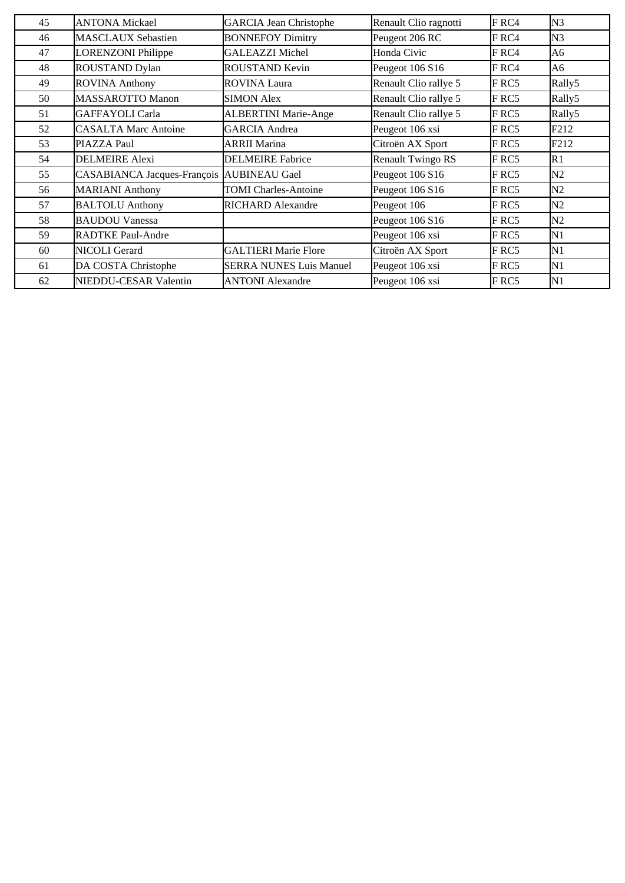| | | | | | |
|---|---|---|---|---|---|
| 45 | ANTONA Mickael | GARCIA Jean Christophe | Renault Clio ragnotti | F RC4 | N3 |
| 46 | MASCLAUX Sebastien | BONNEFOY Dimitry | Peugeot 206 RC | F RC4 | N3 |
| 47 | LORENZONI Philippe | GALEAZZI Michel | Honda Civic | F RC4 | A6 |
| 48 | ROUSTAND Dylan | ROUSTAND Kevin | Peugeot 106 S16 | F RC4 | A6 |
| 49 | ROVINA Anthony | ROVINA Laura | Renault Clio rallye 5 | F RC5 | Rally5 |
| 50 | MASSAROTTO Manon | SIMON Alex | Renault Clio rallye 5 | F RC5 | Rally5 |
| 51 | GAFFAYOLI Carla | ALBERTINI Marie-Ange | Renault Clio rallye 5 | F RC5 | Rally5 |
| 52 | CASALTA Marc Antoine | GARCIA Andrea | Peugeot 106 xsi | F RC5 | F212 |
| 53 | PIAZZA Paul | ARRII Marina | Citroën AX Sport | F RC5 | F212 |
| 54 | DELMEIRE Alexi | DELMEIRE Fabrice | Renault Twingo RS | F RC5 | R1 |
| 55 | CASABIANCA Jacques-François | AUBINEAU Gael | Peugeot 106 S16 | F RC5 | N2 |
| 56 | MARIANI Anthony | TOMI Charles-Antoine | Peugeot 106 S16 | F RC5 | N2 |
| 57 | BALTOLU Anthony | RICHARD Alexandre | Peugeot 106 | F RC5 | N2 |
| 58 | BAUDOU Vanessa | | Peugeot 106 S16 | F RC5 | N2 |
| 59 | RADTKE Paul-Andre | | Peugeot 106 xsi | F RC5 | N1 |
| 60 | NICOLI Gerard | GALTIERI Marie Flore | Citroën AX Sport | F RC5 | N1 |
| 61 | DA COSTA Christophe | SERRA NUNES Luis Manuel | Peugeot 106 xsi | F RC5 | N1 |
| 62 | NIEDDU-CESAR Valentin | ANTONI Alexandre | Peugeot 106 xsi | F RC5 | N1 |